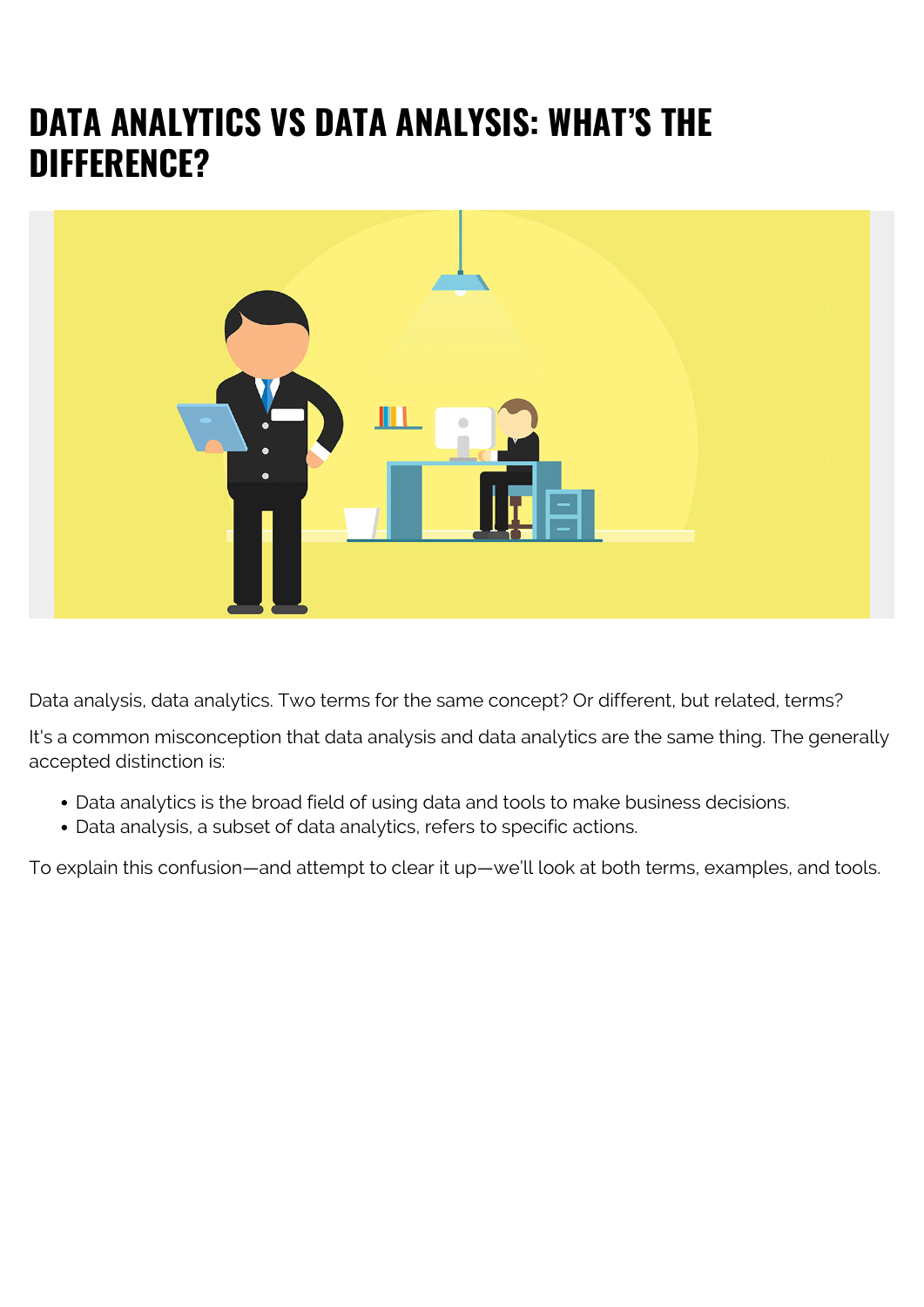# DATA ANALYTICS VS DATA ANALYSIS: WHAT'S THE DIFFERENCE?

Data analysis, data analytics. Two terms for the same concept? Or different, but related, terms?

It's a common misconception that data analysis and data analytics are the same thing. The generally accepted distinction is:

- Data analytics is the broad field of using data and tools to make business decisions.
- Data analysis, a subset of data analytics, refers to specific actions.

To explain this confusion—and attempt to clear it up—we'll look at both terms, examples, and tools.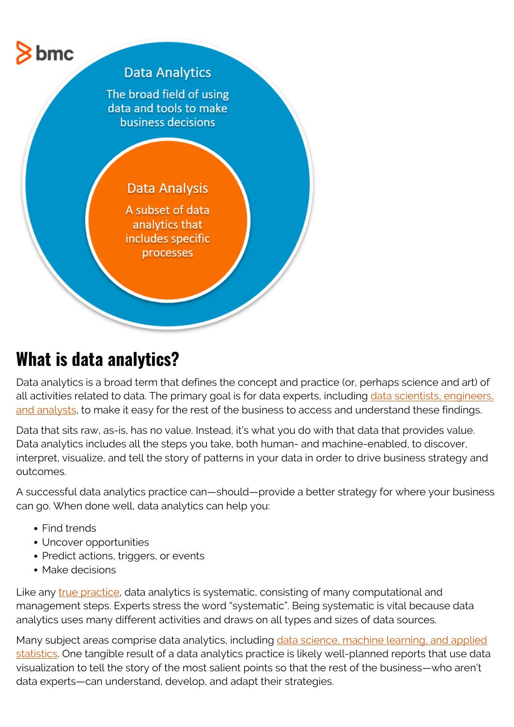Data Analytics

The broad field of using data and tools to make business decisions

Data Analysis

A subset of data analytics that includes specific processes

## What is data analytics?

Data analytics is a broad term that defines the concept and practice (or, perhaps science and art) of all activities related to data. The primary goal is for data experts, including data scientists, engineers, and analysts, to make it easy for the rest of the business to access and understand these findings.

Data that sits raw, as-is, has no value. Instead, it's what you do with that data that provides value. Data analytics includes all the steps you take, both human- and machine-enabled, to discover, interpret, visualize, and tell the story of patterns in your data in order to drive business strategy and outcomes.

A successful data analytics practice can—should—provide a better strategy for where your business can go. When done well, data analytics can help you:

- Find trends
- Uncover opportunities
- Predict actions, triggers, or events
- Make decisions

Like any true practice, data analytics is systematic, consisting of many computational and management steps. Experts stress the word "systematic". Being systematic is vital because data analytics uses many different activities and draws on all types and sizes of data sources.

Many subject areas comprise data analytics, including data science, machine learning, and applied statistics. One tangible result of a data analytics practice is likely well-planned reports that use data visualization to tell the story of the most salient points so that the rest of the business—who aren't data experts—can understand, develop, and adapt their strategies.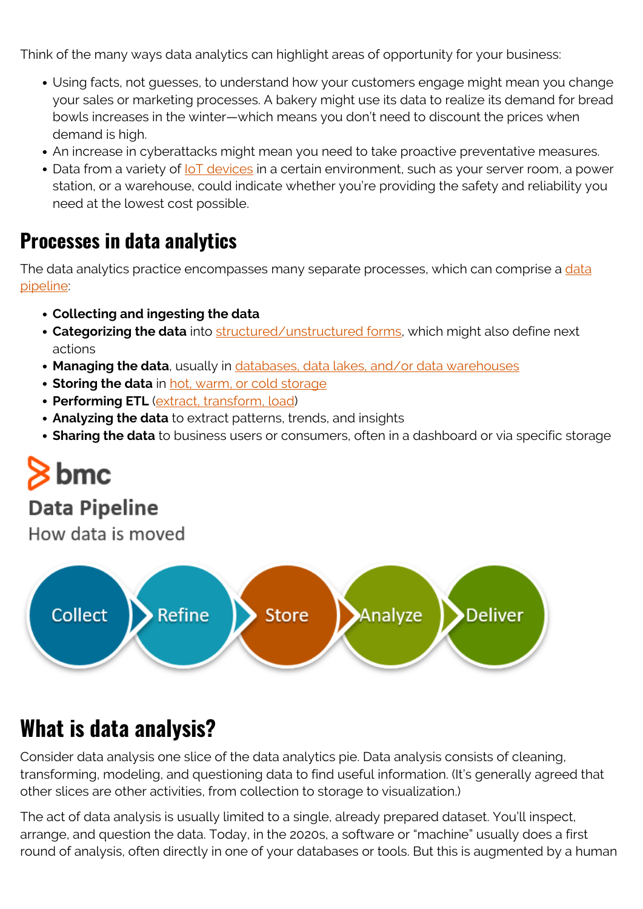Think of the many ways data analytics can highlight areas of opportunity for your business:

- Using facts, not guesses, to understand how your customers engage might mean you change your sales or marketing processes. A bakery might use its data to realize its demand for bread bowls increases in the winter—which means you don't need to discount the prices when demand is high.
- An increase in cyberattacks might mean you need to take proactive preventative measures.
- Data from a variety of IoT devices in a certain environment, such as your server room, a power station, or a warehouse, could indicate whether you're providing the safety and reliability you need at the lowest cost possible.

## Processes in data analytics

The data analytics practice encompasses many separate processes, which can comprise a data pipeline:

- **Collecting and ingesting the data**
- **Categorizing the data** into structured/unstructured forms, which might also define next actions
- **Managing the data**, usually in databases, data lakes, and/or data warehouses
- **Storing the data** in hot, warm, or cold storage
- **Performing ETL** (extract, transform, load)
- **Analyzing the data** to extract patterns, trends, and insights
- **Sharing the data** to business users or consumers, often in a dashboard or via specific storage

bmc

Data Pipeline

How data is moved

Collect → Refine → Store → Analyze → Deliver

## What is data analysis?

Consider data analysis one slice of the data analytics pie. Data analysis consists of cleaning, transforming, modeling, and questioning data to find useful information. (It's generally agreed that other slices are other activities, from collection to storage to visualization.)

The act of data analysis is usually limited to a single, already prepared dataset. You'll inspect, arrange, and question the data. Today, in the 2020s, a software or "machine" usually does a first round of analysis, often directly in one of your databases or tools. But this is augmented by a human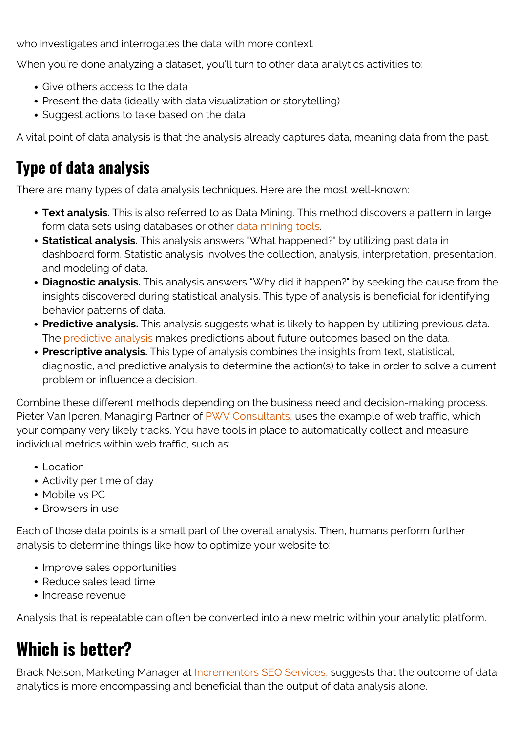who investigates and interrogates the data with more context.

When you're done analyzing a dataset, you'll turn to other data analytics activities to:

- Give others access to the data
- Present the data (ideally with data visualization or storytelling)
- Suggest actions to take based on the data

A vital point of data analysis is that the analysis already captures data, meaning data from the past.

## Type of data analysis

There are many types of data analysis techniques. Here are the most well-known:

- **Text analysis.** This is also referred to as Data Mining. This method discovers a pattern in large form data sets using databases or other data mining tools.
- **Statistical analysis.** This analysis answers "What happened?" by utilizing past data in dashboard form. Statistic analysis involves the collection, analysis, interpretation, presentation, and modeling of data.
- **Diagnostic analysis.** This analysis answers "Why did it happen?" by seeking the cause from the insights discovered during statistical analysis. This type of analysis is beneficial for identifying behavior patterns of data.
- **Predictive analysis.** This analysis suggests what is likely to happen by utilizing previous data. The predictive analysis makes predictions about future outcomes based on the data.
- **Prescriptive analysis.** This type of analysis combines the insights from text, statistical, diagnostic, and predictive analysis to determine the action(s) to take in order to solve a current problem or influence a decision.

Combine these different methods depending on the business need and decision-making process. Pieter Van Iperen, Managing Partner of PWV Consultants, uses the example of web traffic, which your company very likely tracks. You have tools in place to automatically collect and measure individual metrics within web traffic, such as:

- Location
- Activity per time of day
- Mobile vs PC
- Browsers in use

Each of those data points is a small part of the overall analysis. Then, humans perform further analysis to determine things like how to optimize your website to:

- Improve sales opportunities
- Reduce sales lead time
- Increase revenue

Analysis that is repeatable can often be converted into a new metric within your analytic platform.

# Which is better?

Brack Nelson, Marketing Manager at Incrementors SEO Services, suggests that the outcome of data analytics is more encompassing and beneficial than the output of data analysis alone.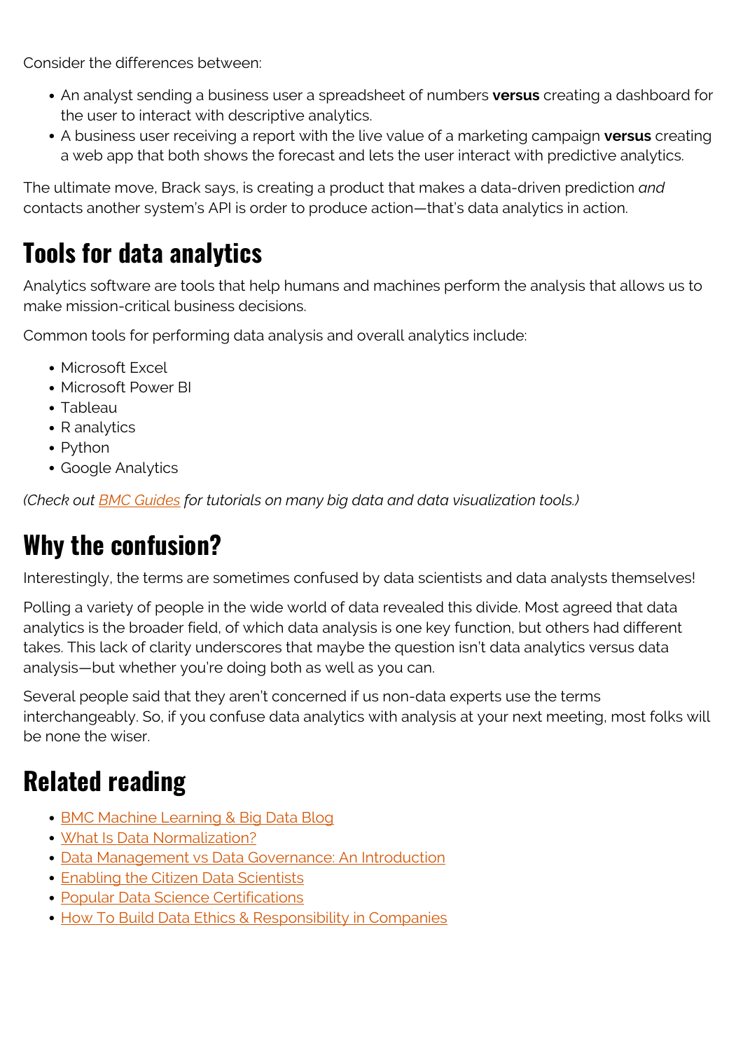Consider the differences between:

- An analyst sending a business user a spreadsheet of numbers **versus** creating a dashboard for the user to interact with descriptive analytics.
- A business user receiving a report with the live value of a marketing campaign **versus** creating a web app that both shows the forecast and lets the user interact with predictive analytics.

The ultimate move, Brack says, is creating a product that makes a data-driven prediction *and* contacts another system's API is order to produce action—that's data analytics in action.

## Tools for data analytics

Analytics software are tools that help humans and machines perform the analysis that allows us to make mission-critical business decisions.

Common tools for performing data analysis and overall analytics include:

- Microsoft Excel
- Microsoft Power BI
- Tableau
- R analytics
- Python
- Google Analytics

*(Check out BMC Guides for tutorials on many big data and data visualization tools.)*

## Why the confusion?

Interestingly, the terms are sometimes confused by data scientists and data analysts themselves!

Polling a variety of people in the wide world of data revealed this divide. Most agreed that data analytics is the broader field, of which data analysis is one key function, but others had different takes. This lack of clarity underscores that maybe the question isn't data analytics versus data analysis—but whether you're doing both as well as you can.

Several people said that they aren't concerned if us non-data experts use the terms interchangeably. So, if you confuse data analytics with analysis at your next meeting, most folks will be none the wiser.

## Related reading

- BMC Machine Learning & Big Data Blog
- What Is Data Normalization?
- Data Management vs Data Governance: An Introduction
- Enabling the Citizen Data Scientists
- Popular Data Science Certifications
- How To Build Data Ethics & Responsibility in Companies